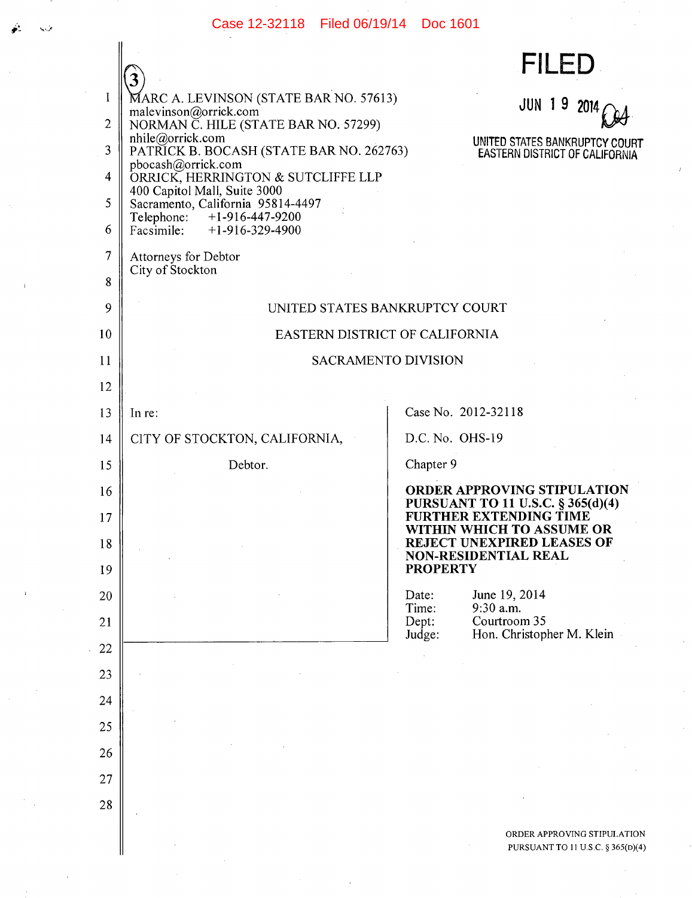Case 12-32118 Filed 06/19/14 Doc 1601

**FILED**

JUN 19 2014

UNITED STATES BANKRUPTCY COURT
EASTERN DISTRICT OF CALIFORNIA

(3)

MARC A. LEVINSON (STATE BAR NO. 57613)
malevinson@orrick.com
NORMAN C. HILE (STATE BAR NO. 57299)
nhile@orrick.com
PATRICK B. BOCASH (STATE BAR NO. 262763)
pbocash@orrick.com
ORRICK, HERRINGTON & SUTCLIFFE LLP
400 Capitol Mall, Suite 3000
Sacramento, California 95814-4497
Telephone: +1-916-447-9200
Facsimile: +1-916-329-4900

Attorneys for Debtor
City of Stockton

UNITED STATES BANKRUPTCY COURT

EASTERN DISTRICT OF CALIFORNIA

SACRAMENTO DIVISION

In re:

CITY OF STOCKTON, CALIFORNIA,

Debtor.

Case No. 2012-32118

D.C. No. OHS-19

Chapter 9

**ORDER APPROVING STIPULATION PURSUANT TO 11 U.S.C. § 365(d)(4) FURTHER EXTENDING TIME WITHIN WHICH TO ASSUME OR REJECT UNEXPIRED LEASES OF NON-RESIDENTIAL REAL PROPERTY**

Date: June 19, 2014
Time: 9:30 a.m.
Dept: Courtroom 35
Judge: Hon. Christopher M. Klein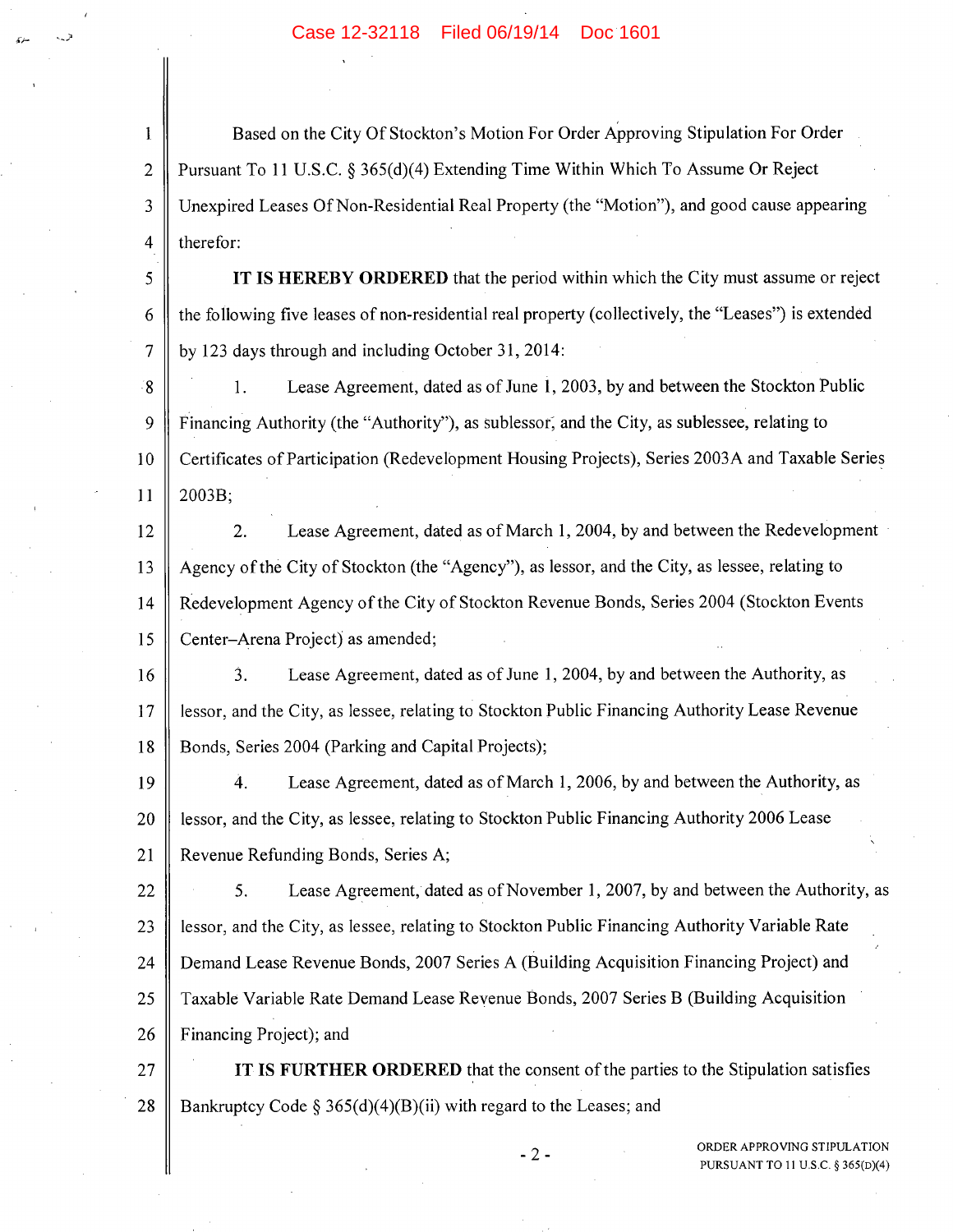Based on the City Of Stockton's Motion For Order Approving Stipulation For Order Pursuant To 11 U.S.C. § 365(d)(4) Extending Time Within Which To Assume Or Reject Unexpired Leases Of Non-Residential Real Property (the "Motion"), and good cause appearing therefor:

**IT IS HEREBY ORDERED** that the period within which the City must assume or reject the following five leases of non-residential real property (collectively, the "Leases") is extended by 123 days through and including October 31, 2014:

1. Lease Agreement, dated as of June 1, 2003, by and between the Stockton Public Financing Authority (the "Authority"), as sublessor, and the City, as sublessee, relating to Certificates of Participation (Redevelopment Housing Projects), Series 2003A and Taxable Series 2003B;

2. Lease Agreement, dated as of March 1, 2004, by and between the Redevelopment Agency of the City of Stockton (the "Agency"), as lessor, and the City, as lessee, relating to Redevelopment Agency of the City of Stockton Revenue Bonds, Series 2004 (Stockton Events Center–Arena Project) as amended;

3. Lease Agreement, dated as of June 1, 2004, by and between the Authority, as lessor, and the City, as lessee, relating to Stockton Public Financing Authority Lease Revenue Bonds, Series 2004 (Parking and Capital Projects);

4. Lease Agreement, dated as of March 1, 2006, by and between the Authority, as lessor, and the City, as lessee, relating to Stockton Public Financing Authority 2006 Lease Revenue Refunding Bonds, Series A;

5. Lease Agreement, dated as of November 1, 2007, by and between the Authority, as lessor, and the City, as lessee, relating to Stockton Public Financing Authority Variable Rate Demand Lease Revenue Bonds, 2007 Series A (Building Acquisition Financing Project) and Taxable Variable Rate Demand Lease Revenue Bonds, 2007 Series B (Building Acquisition Financing Project); and

**IT IS FURTHER ORDERED** that the consent of the parties to the Stipulation satisfies Bankruptcy Code § 365(d)(4)(B)(ii) with regard to the Leases; and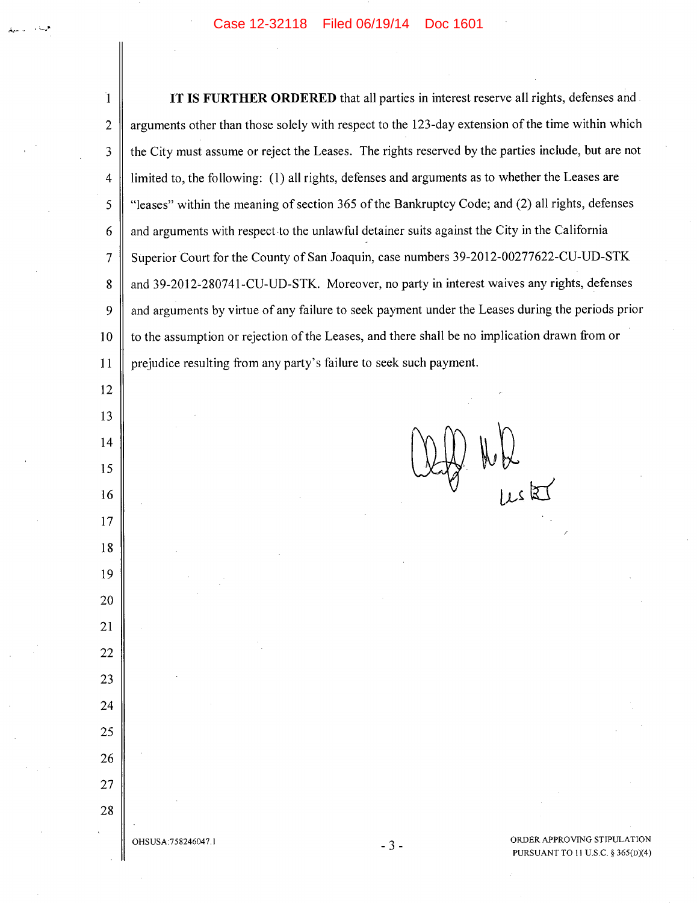**IT IS FURTHER ORDERED** that all parties in interest reserve all rights, defenses and arguments other than those solely with respect to the 123-day extension of the time within which the City must assume or reject the Leases. The rights reserved by the parties include, but are not limited to, the following: (1) all rights, defenses and arguments as to whether the Leases are "leases" within the meaning of section 365 of the Bankruptcy Code; and (2) all rights, defenses and arguments with respect to the unlawful detainer suits against the City in the California Superior Court for the County of San Joaquin, case numbers 39-2012-00277622-CU-UD-STK and 39-2012-280741-CU-UD-STK. Moreover, no party in interest waives any rights, defenses and arguments by virtue of any failure to seek payment under the Leases during the periods prior to the assumption or rejection of the Leases, and there shall be no implication drawn from or prejudice resulting from any party's failure to seek such payment.

OHSUSA:758246047.1

ORDER APPROVING STIPULATION PURSUANT TO 11 U.S.C. § 365(D)(4)